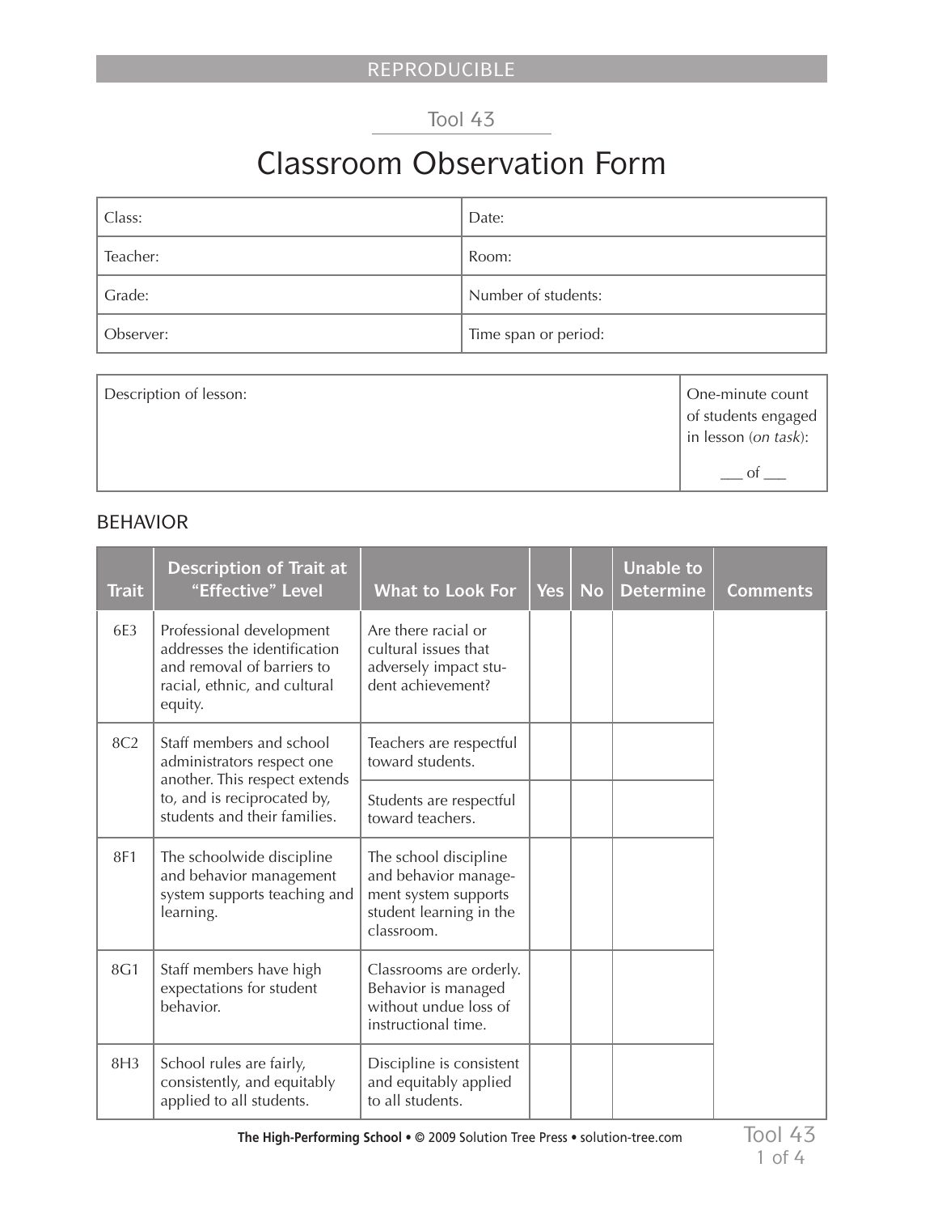REPRODUCIBLE

Tool 43

# Classroom Observation Form

| Class: | Date: |
|---|---|
| Teacher: | Room: |
| Grade: | Number of students: |
| Observer: | Time span or period: |

| Description of lesson: | One-minute count of students engaged in lesson (*on task*): ___ of ___ |
|---|---|

## BEHAVIOR

| Trait | Description of Trait at "Effective" Level | What to Look For | Yes | No | Unable to Determine | Comments |
|---|---|---|---|---|---|---|
| 6E3 | Professional development addresses the identification and removal of barriers to racial, ethnic, and cultural equity. | Are there racial or cultural issues that adversely impact student achievement? | | | | |
| 8C2 | Staff members and school administrators respect one another. This respect extends to, and is reciprocated by, students and their families. | Teachers are respectful toward students. | | | | |
| | | Students are respectful toward teachers. | | | | |
| 8F1 | The schoolwide discipline and behavior management system supports teaching and learning. | The school discipline and behavior management system supports student learning in the classroom. | | | | |
| 8G1 | Staff members have high expectations for student behavior. | Classrooms are orderly. Behavior is managed without undue loss of instructional time. | | | | |
| 8H3 | School rules are fairly, consistently, and equitably applied to all students. | Discipline is consistent and equitably applied to all students. | | | | |

**The High-Performing School** • © 2009 Solution Tree Press • solution-tree.com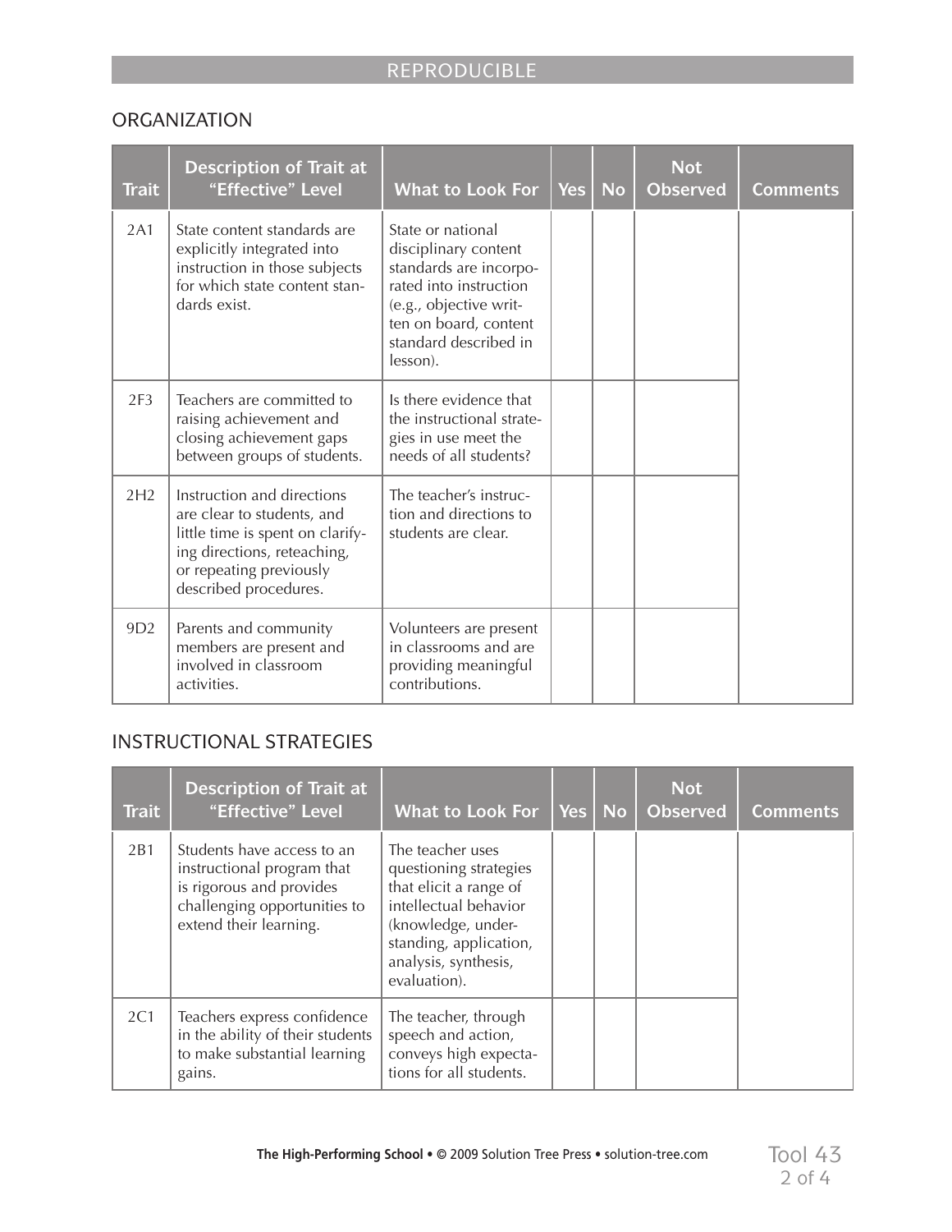REPRODUCIBLE

## ORGANIZATION

| Trait | Description of Trait at "Effective" Level | What to Look For | Yes | No | Not Observed | Comments |
|---|---|---|---|---|---|---|
| 2A1 | State content standards are explicitly integrated into instruction in those subjects for which state content standards exist. | State or national disciplinary content standards are incorporated into instruction (e.g., objective written on board, content standard described in lesson). | | | | |
| 2F3 | Teachers are committed to raising achievement and closing achievement gaps between groups of students. | Is there evidence that the instructional strategies in use meet the needs of all students? | | | | |
| 2H2 | Instruction and directions are clear to students, and little time is spent on clarifying directions, reteaching, or repeating previously described procedures. | The teacher's instruction and directions to students are clear. | | | | |
| 9D2 | Parents and community members are present and involved in classroom activities. | Volunteers are present in classrooms and are providing meaningful contributions. | | | | |

## INSTRUCTIONAL STRATEGIES

| Trait | Description of Trait at "Effective" Level | What to Look For | Yes | No | Not Observed | Comments |
|---|---|---|---|---|---|---|
| 2B1 | Students have access to an instructional program that is rigorous and provides challenging opportunities to extend their learning. | The teacher uses questioning strategies that elicit a range of intellectual behavior (knowledge, understanding, application, analysis, synthesis, evaluation). | | | | |
| 2C1 | Teachers express confidence in the ability of their students to make substantial learning gains. | The teacher, through speech and action, conveys high expectations for all students. | | | | |

**The High-Performing School** • © 2009 Solution Tree Press • solution-tree.com

Tool 43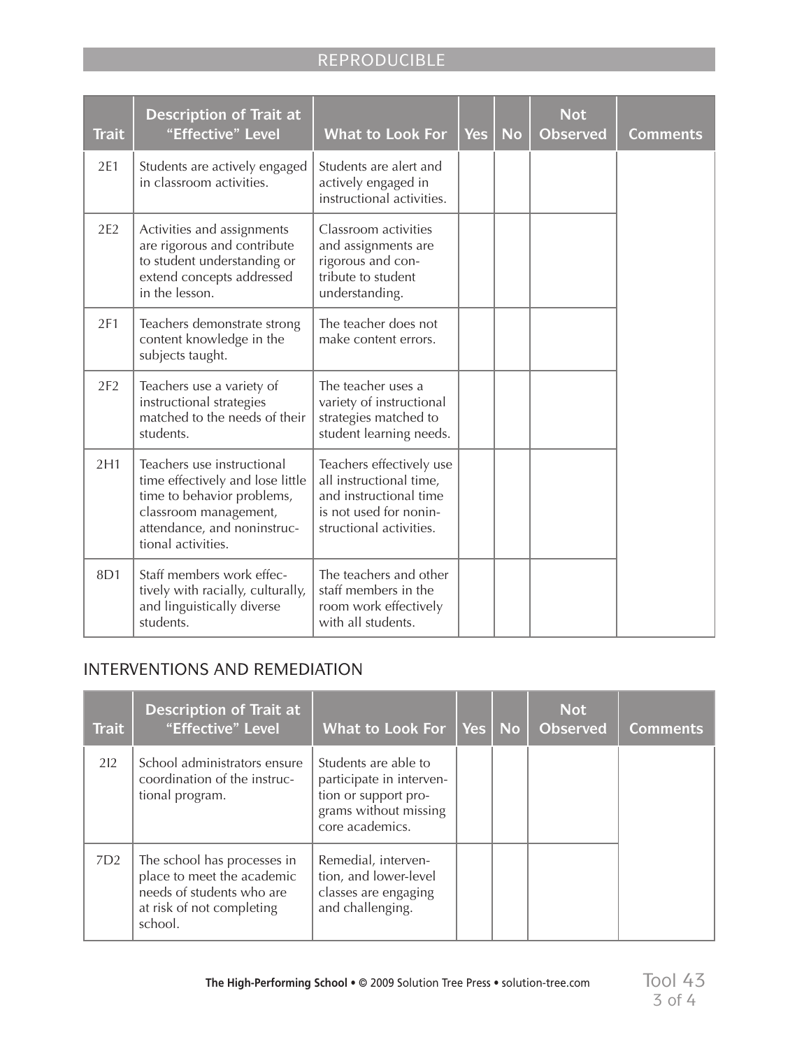REPRODUCIBLE

| Trait | Description of Trait at "Effective" Level | What to Look For | Yes | No | Not Observed | Comments |
|---|---|---|---|---|---|---|
| 2E1 | Students are actively engaged in classroom activities. | Students are alert and actively engaged in instructional activities. | | | | |
| 2E2 | Activities and assignments are rigorous and contribute to student understanding or extend concepts addressed in the lesson. | Classroom activities and assignments are rigorous and contribute to student understanding. | | | | |
| 2F1 | Teachers demonstrate strong content knowledge in the subjects taught. | The teacher does not make content errors. | | | | |
| 2F2 | Teachers use a variety of instructional strategies matched to the needs of their students. | The teacher uses a variety of instructional strategies matched to student learning needs. | | | | |
| 2H1 | Teachers use instructional time effectively and lose little time to behavior problems, classroom management, attendance, and noninstructional activities. | Teachers effectively use all instructional time, and instructional time is not used for noninstructional activities. | | | | |
| 8D1 | Staff members work effectively with racially, culturally, and linguistically diverse students. | The teachers and other staff members in the room work effectively with all students. | | | | |

## INTERVENTIONS AND REMEDIATION

| Trait | Description of Trait at "Effective" Level | What to Look For | Yes | No | Not Observed | Comments |
|---|---|---|---|---|---|---|
| 2I2 | School administrators ensure coordination of the instructional program. | Students are able to participate in intervention or support programs without missing core academics. | | | | |
| 7D2 | The school has processes in place to meet the academic needs of students who are at risk of not completing school. | Remedial, intervention, and lower-level classes are engaging and challenging. | | | | |

**The High-Performing School** • © 2009 Solution Tree Press • solution-tree.com

Tool 43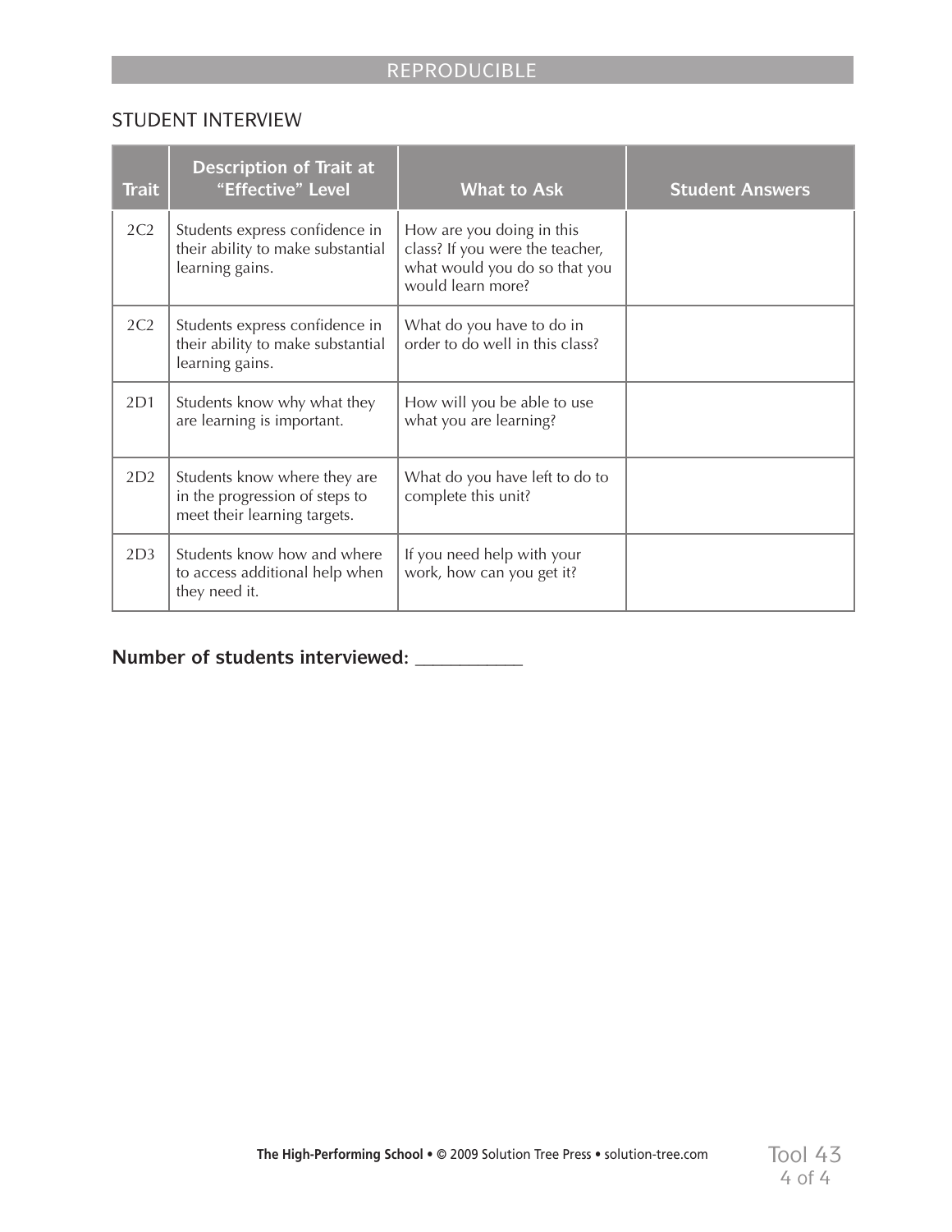REPRODUCIBLE

## STUDENT INTERVIEW

| Trait | Description of Trait at "Effective" Level | What to Ask | Student Answers |
|---|---|---|---|
| 2C2 | Students express confidence in their ability to make substantial learning gains. | How are you doing in this class? If you were the teacher, what would you do so that you would learn more? | |
| 2C2 | Students express confidence in their ability to make substantial learning gains. | What do you have to do in order to do well in this class? | |
| 2D1 | Students know why what they are learning is important. | How will you be able to use what you are learning? | |
| 2D2 | Students know where they are in the progression of steps to meet their learning targets. | What do you have left to do to complete this unit? | |
| 2D3 | Students know how and where to access additional help when they need it. | If you need help with your work, how can you get it? | |

**Number of students interviewed:** ___________

The High-Performing School • © 2009 Solution Tree Press • solution-tree.com

Tool 43